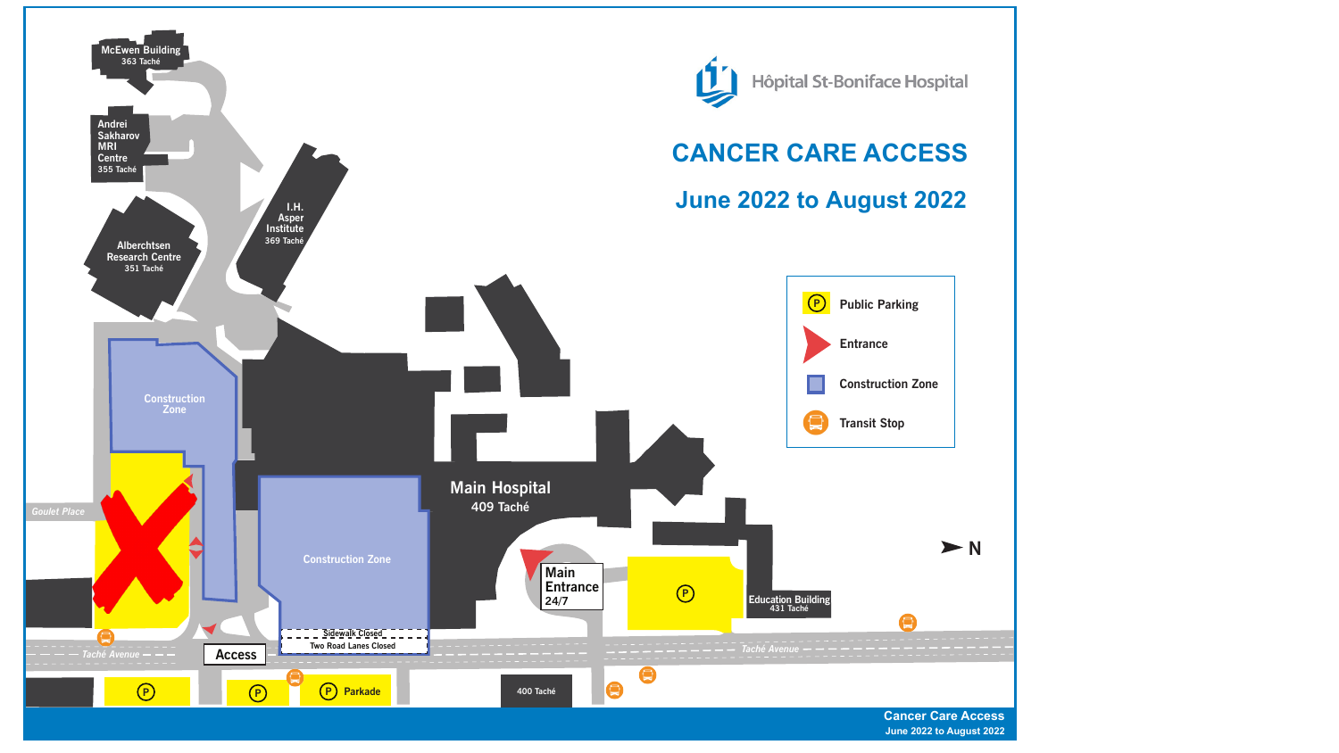Hôpital St-Boniface Hospital

# CANCER CARE ACCESS

## June 2022 to August 2022

**Legend**

- Public Parking
- Entrance
- Construction Zone
- Transit Stop

McEwen Building
363 Taché

Andrei Sakharov MRI Centre
355 Taché

Alberchtsen Research Centre
351 Taché

I.H. Asper Institute
369 Taché

Construction Zone

Construction Zone

Main Hospital
409 Taché

Main Entrance
24/7

Education Building
431 Taché

Goulet Place

Taché Avenue

Sidewalk Closed

Two Road Lanes Closed

Access

Parkade

400 Taché

N

Cancer Care Access
June 2022 to August 2022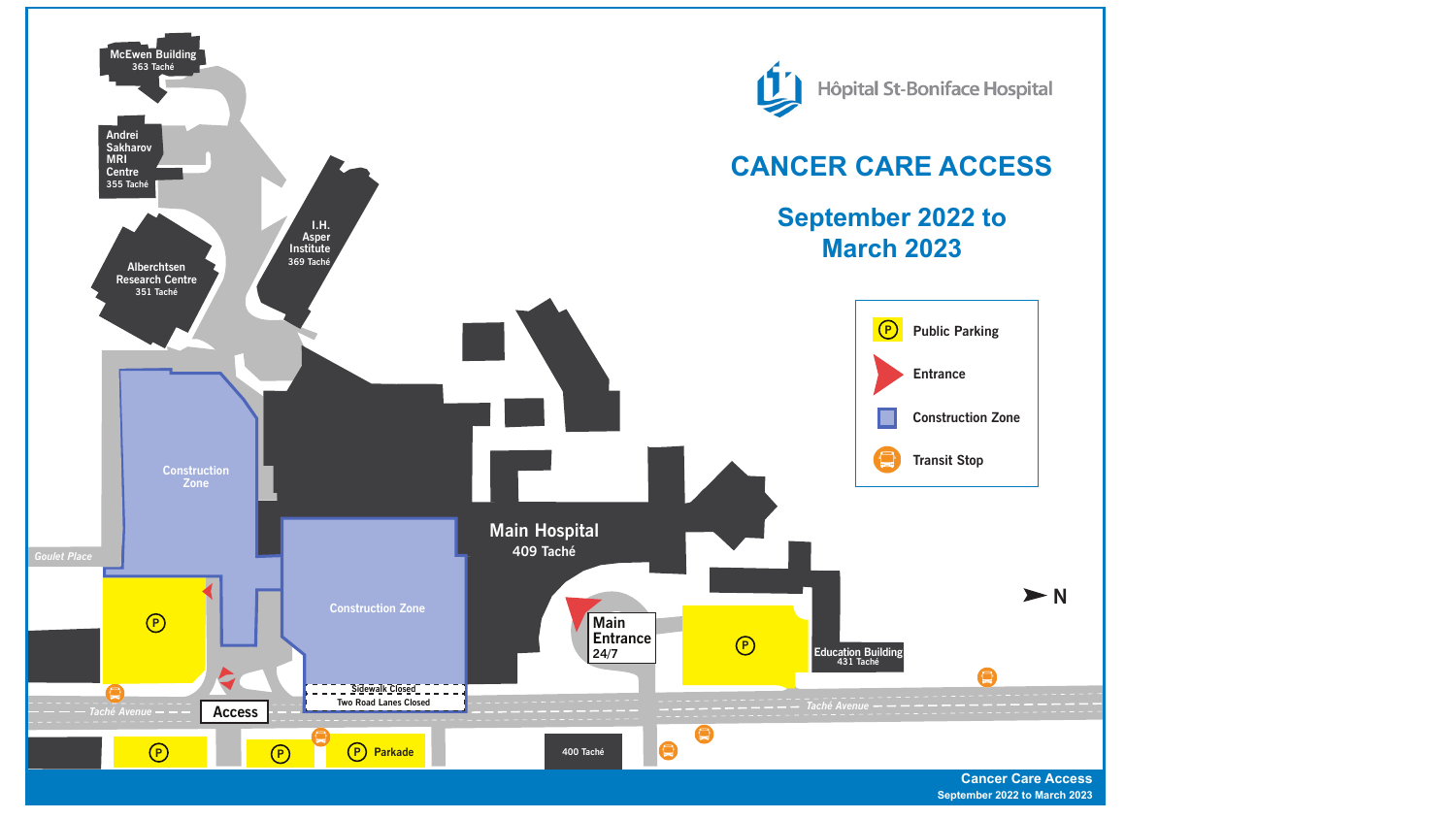# CANCER CARE ACCESS

## September 2022 to March 2023

Hôpital St-Boniface Hospital

| Legend | |
|---|---|
| P | Public Parking |
| ▶ | Entrance |
| ■ | Construction Zone |
| 🚌 | Transit Stop |

McEwen Building
363 Taché

Andrei Sakharov MRI Centre
355 Taché

I.H. Asper Institute
369 Taché

Alberchtsen Research Centre
351 Taché

Construction Zone

Construction Zone

Main Hospital
409 Taché

Main Entrance
24/7

Education Building
431 Taché

Goulet Place

Taché Avenue

Access

Sidewalk Closed

Two Road Lanes Closed

Parkade

400 Taché

N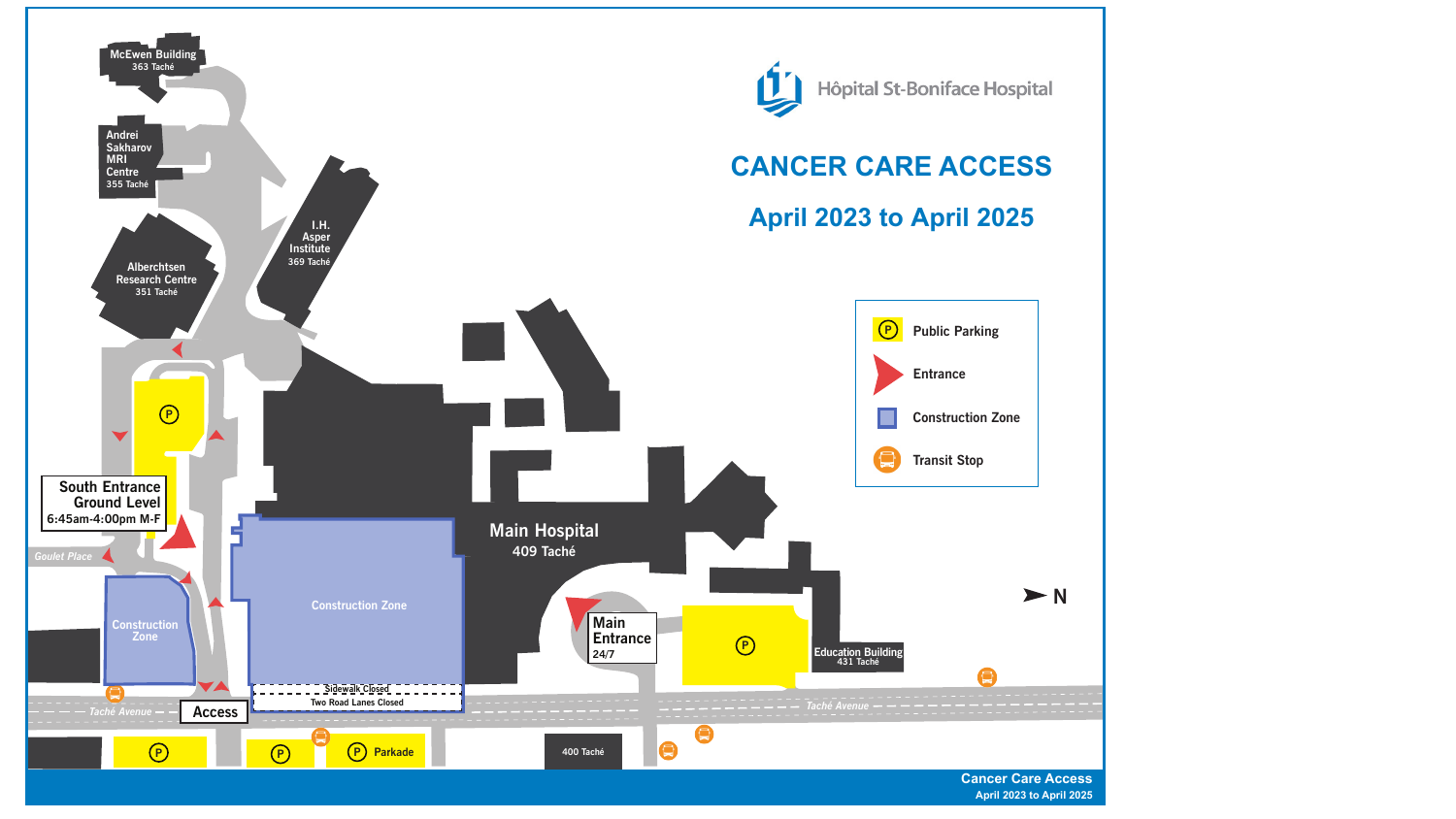# CANCER CARE ACCESS

## April 2023 to April 2025

Hôpital St-Boniface Hospital

- Public Parking
- Entrance
- Construction Zone
- Transit Stop

N

McEwen Building
363 Taché

Andrei Sakharov MRI Centre
355 Taché

I.H. Asper Institute
369 Taché

Alberchtsen Research Centre
351 Taché

South Entrance Ground Level
6:45am-4:00pm M-F

Goulet Place

Construction Zone

Construction Zone

Sidewalk Closed

Two Road Lanes Closed

Access

Taché Avenue

Parkade

Main Hospital
409 Taché

Main Entrance
24/7

Education Building
431 Taché

400 Taché

Taché Avenue

Cancer Care Access
April 2023 to April 2025